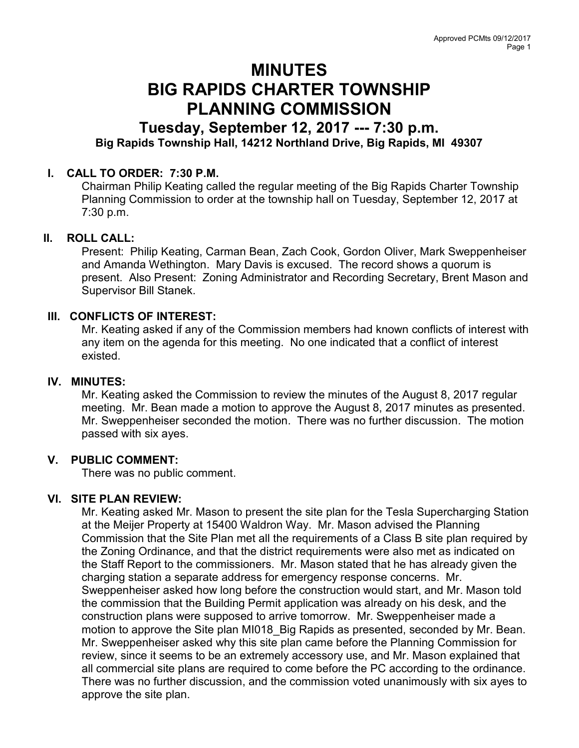# MINUTES
# BIG RAPIDS CHARTER TOWNSHIP
# PLANNING COMMISSION

## Tuesday, September 12, 2017 --- 7:30 p.m.

**Big Rapids Township Hall, 14212 Northland Drive, Big Rapids, MI 49307**

### I. CALL TO ORDER: 7:30 P.M.

Chairman Philip Keating called the regular meeting of the Big Rapids Charter Township Planning Commission to order at the township hall on Tuesday, September 12, 2017 at 7:30 p.m.

### II. ROLL CALL:

Present: Philip Keating, Carman Bean, Zach Cook, Gordon Oliver, Mark Sweppenheiser and Amanda Wethington. Mary Davis is excused. The record shows a quorum is present. Also Present: Zoning Administrator and Recording Secretary, Brent Mason and Supervisor Bill Stanek.

### III. CONFLICTS OF INTEREST:

Mr. Keating asked if any of the Commission members had known conflicts of interest with any item on the agenda for this meeting. No one indicated that a conflict of interest existed.

### IV. MINUTES:

Mr. Keating asked the Commission to review the minutes of the August 8, 2017 regular meeting. Mr. Bean made a motion to approve the August 8, 2017 minutes as presented. Mr. Sweppenheiser seconded the motion. There was no further discussion. The motion passed with six ayes.

### V. PUBLIC COMMENT:

There was no public comment.

### VI. SITE PLAN REVIEW:

Mr. Keating asked Mr. Mason to present the site plan for the Tesla Supercharging Station at the Meijer Property at 15400 Waldron Way. Mr. Mason advised the Planning Commission that the Site Plan met all the requirements of a Class B site plan required by the Zoning Ordinance, and that the district requirements were also met as indicated on the Staff Report to the commissioners. Mr. Mason stated that he has already given the charging station a separate address for emergency response concerns. Mr. Sweppenheiser asked how long before the construction would start, and Mr. Mason told the commission that the Building Permit application was already on his desk, and the construction plans were supposed to arrive tomorrow. Mr. Sweppenheiser made a motion to approve the Site plan MI018_Big Rapids as presented, seconded by Mr. Bean. Mr. Sweppenheiser asked why this site plan came before the Planning Commission for review, since it seems to be an extremely accessory use, and Mr. Mason explained that all commercial site plans are required to come before the PC according to the ordinance. There was no further discussion, and the commission voted unanimously with six ayes to approve the site plan.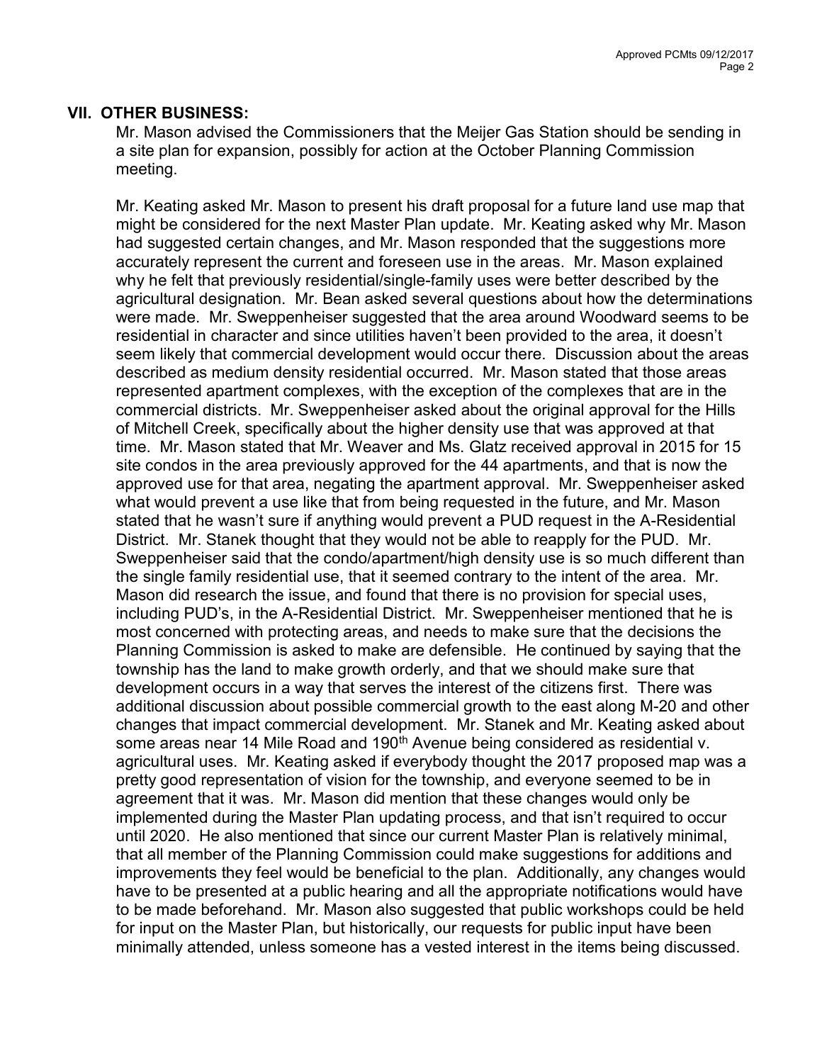## VII. OTHER BUSINESS:

Mr. Mason advised the Commissioners that the Meijer Gas Station should be sending in a site plan for expansion, possibly for action at the October Planning Commission meeting.

Mr. Keating asked Mr. Mason to present his draft proposal for a future land use map that might be considered for the next Master Plan update. Mr. Keating asked why Mr. Mason had suggested certain changes, and Mr. Mason responded that the suggestions more accurately represent the current and foreseen use in the areas. Mr. Mason explained why he felt that previously residential/single-family uses were better described by the agricultural designation. Mr. Bean asked several questions about how the determinations were made. Mr. Sweppenheiser suggested that the area around Woodward seems to be residential in character and since utilities haven't been provided to the area, it doesn't seem likely that commercial development would occur there. Discussion about the areas described as medium density residential occurred. Mr. Mason stated that those areas represented apartment complexes, with the exception of the complexes that are in the commercial districts. Mr. Sweppenheiser asked about the original approval for the Hills of Mitchell Creek, specifically about the higher density use that was approved at that time. Mr. Mason stated that Mr. Weaver and Ms. Glatz received approval in 2015 for 15 site condos in the area previously approved for the 44 apartments, and that is now the approved use for that area, negating the apartment approval. Mr. Sweppenheiser asked what would prevent a use like that from being requested in the future, and Mr. Mason stated that he wasn't sure if anything would prevent a PUD request in the A-Residential District. Mr. Stanek thought that they would not be able to reapply for the PUD. Mr. Sweppenheiser said that the condo/apartment/high density use is so much different than the single family residential use, that it seemed contrary to the intent of the area. Mr. Mason did research the issue, and found that there is no provision for special uses, including PUD's, in the A-Residential District. Mr. Sweppenheiser mentioned that he is most concerned with protecting areas, and needs to make sure that the decisions the Planning Commission is asked to make are defensible. He continued by saying that the township has the land to make growth orderly, and that we should make sure that development occurs in a way that serves the interest of the citizens first. There was additional discussion about possible commercial growth to the east along M-20 and other changes that impact commercial development. Mr. Stanek and Mr. Keating asked about some areas near 14 Mile Road and 190th Avenue being considered as residential v. agricultural uses. Mr. Keating asked if everybody thought the 2017 proposed map was a pretty good representation of vision for the township, and everyone seemed to be in agreement that it was. Mr. Mason did mention that these changes would only be implemented during the Master Plan updating process, and that isn't required to occur until 2020. He also mentioned that since our current Master Plan is relatively minimal, that all member of the Planning Commission could make suggestions for additions and improvements they feel would be beneficial to the plan. Additionally, any changes would have to be presented at a public hearing and all the appropriate notifications would have to be made beforehand. Mr. Mason also suggested that public workshops could be held for input on the Master Plan, but historically, our requests for public input have been minimally attended, unless someone has a vested interest in the items being discussed.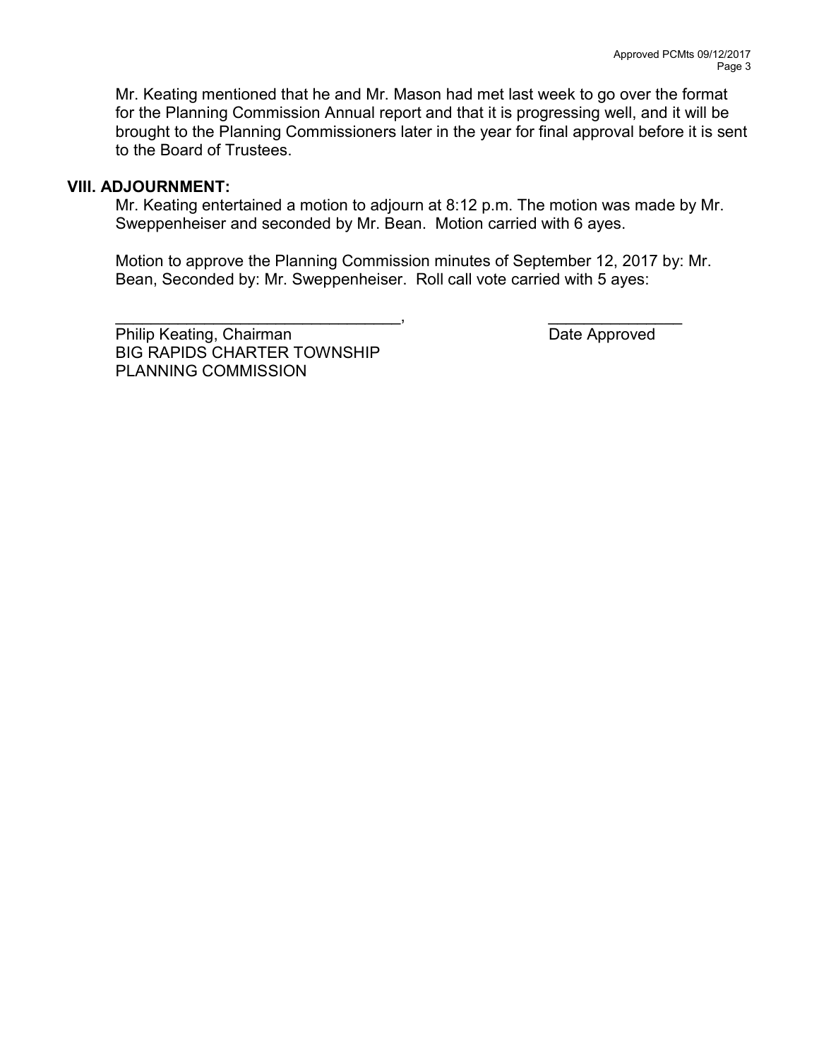Mr. Keating mentioned that he and Mr. Mason had met last week to go over the format for the Planning Commission Annual report and that it is progressing well, and it will be brought to the Planning Commissioners later in the year for final approval before it is sent to the Board of Trustees.

**VIII. ADJOURNMENT:**

Mr. Keating entertained a motion to adjourn at 8:12 p.m. The motion was made by Mr. Sweppenheiser and seconded by Mr. Bean. Motion carried with 6 ayes.

Motion to approve the Planning Commission minutes of September 12, 2017 by: Mr. Bean, Seconded by: Mr. Sweppenheiser. Roll call vote carried with 5 ayes:

_________________________________, _______________

Philip Keating, Chairman
BIG RAPIDS CHARTER TOWNSHIP
PLANNING COMMISSION

Date Approved